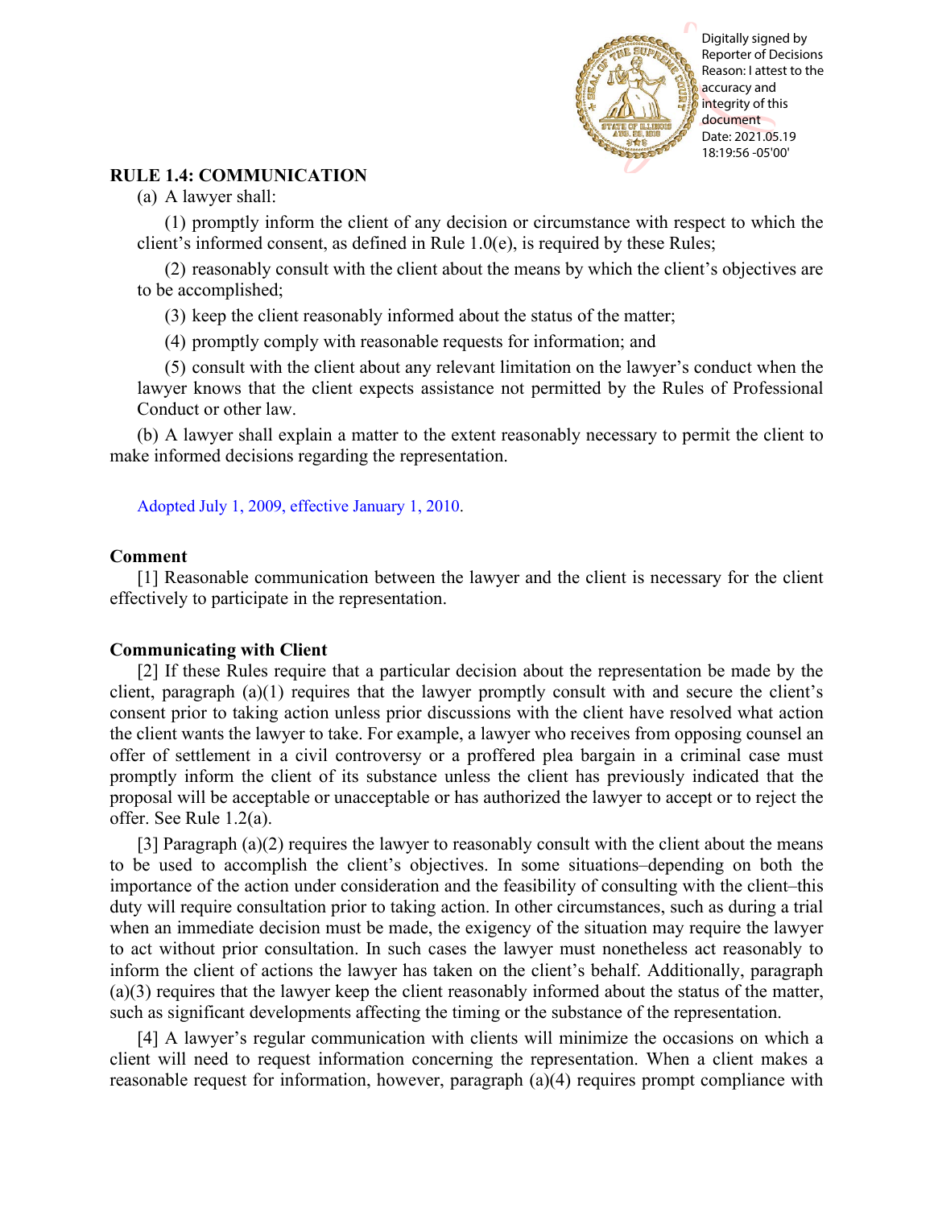Digitally signed by Reporter of Decisions
Reason: I attest to the accuracy and integrity of this document
Date: 2021.05.19 18:19:56 -05'00'

**RULE 1.4: COMMUNICATION**

(a) A lawyer shall:

(1) promptly inform the client of any decision or circumstance with respect to which the client's informed consent, as defined in Rule 1.0(e), is required by these Rules;

(2) reasonably consult with the client about the means by which the client's objectives are to be accomplished;

(3) keep the client reasonably informed about the status of the matter;

(4) promptly comply with reasonable requests for information; and

(5) consult with the client about any relevant limitation on the lawyer's conduct when the lawyer knows that the client expects assistance not permitted by the Rules of Professional Conduct or other law.

(b) A lawyer shall explain a matter to the extent reasonably necessary to permit the client to make informed decisions regarding the representation.

Adopted July 1, 2009, effective January 1, 2010.

**Comment**

[1] Reasonable communication between the lawyer and the client is necessary for the client effectively to participate in the representation.

**Communicating with Client**

[2] If these Rules require that a particular decision about the representation be made by the client, paragraph (a)(1) requires that the lawyer promptly consult with and secure the client's consent prior to taking action unless prior discussions with the client have resolved what action the client wants the lawyer to take. For example, a lawyer who receives from opposing counsel an offer of settlement in a civil controversy or a proffered plea bargain in a criminal case must promptly inform the client of its substance unless the client has previously indicated that the proposal will be acceptable or unacceptable or has authorized the lawyer to accept or to reject the offer. See Rule 1.2(a).

[3] Paragraph (a)(2) requires the lawyer to reasonably consult with the client about the means to be used to accomplish the client's objectives. In some situations–depending on both the importance of the action under consideration and the feasibility of consulting with the client–this duty will require consultation prior to taking action. In other circumstances, such as during a trial when an immediate decision must be made, the exigency of the situation may require the lawyer to act without prior consultation. In such cases the lawyer must nonetheless act reasonably to inform the client of actions the lawyer has taken on the client's behalf. Additionally, paragraph (a)(3) requires that the lawyer keep the client reasonably informed about the status of the matter, such as significant developments affecting the timing or the substance of the representation.

[4] A lawyer's regular communication with clients will minimize the occasions on which a client will need to request information concerning the representation. When a client makes a reasonable request for information, however, paragraph (a)(4) requires prompt compliance with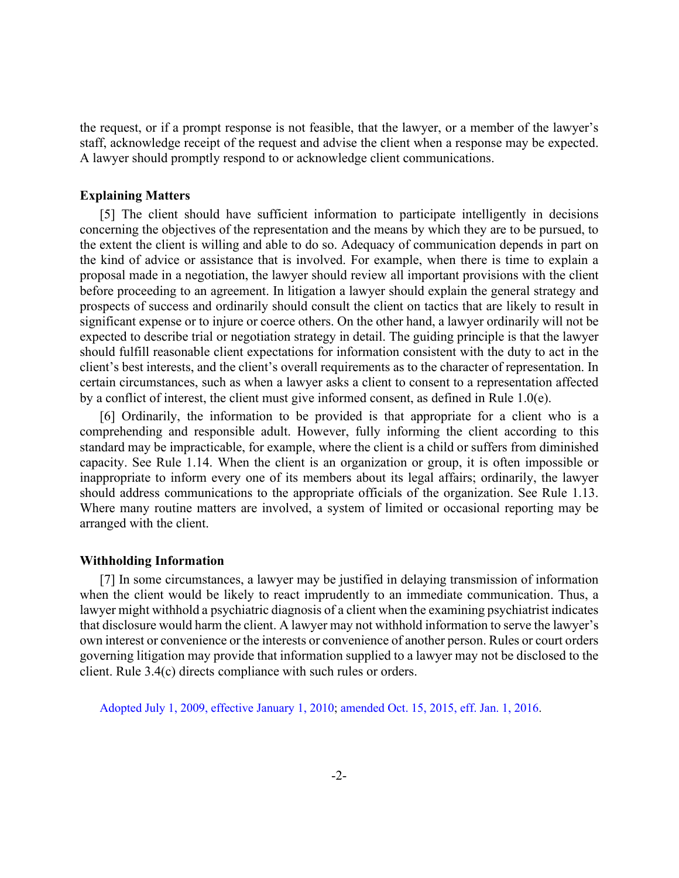the request, or if a prompt response is not feasible, that the lawyer, or a member of the lawyer's staff, acknowledge receipt of the request and advise the client when a response may be expected. A lawyer should promptly respond to or acknowledge client communications.

### Explaining Matters

[5] The client should have sufficient information to participate intelligently in decisions concerning the objectives of the representation and the means by which they are to be pursued, to the extent the client is willing and able to do so. Adequacy of communication depends in part on the kind of advice or assistance that is involved. For example, when there is time to explain a proposal made in a negotiation, the lawyer should review all important provisions with the client before proceeding to an agreement. In litigation a lawyer should explain the general strategy and prospects of success and ordinarily should consult the client on tactics that are likely to result in significant expense or to injure or coerce others. On the other hand, a lawyer ordinarily will not be expected to describe trial or negotiation strategy in detail. The guiding principle is that the lawyer should fulfill reasonable client expectations for information consistent with the duty to act in the client's best interests, and the client's overall requirements as to the character of representation. In certain circumstances, such as when a lawyer asks a client to consent to a representation affected by a conflict of interest, the client must give informed consent, as defined in Rule 1.0(e).

[6] Ordinarily, the information to be provided is that appropriate for a client who is a comprehending and responsible adult. However, fully informing the client according to this standard may be impracticable, for example, where the client is a child or suffers from diminished capacity. See Rule 1.14. When the client is an organization or group, it is often impossible or inappropriate to inform every one of its members about its legal affairs; ordinarily, the lawyer should address communications to the appropriate officials of the organization. See Rule 1.13. Where many routine matters are involved, a system of limited or occasional reporting may be arranged with the client.

### Withholding Information

[7] In some circumstances, a lawyer may be justified in delaying transmission of information when the client would be likely to react imprudently to an immediate communication. Thus, a lawyer might withhold a psychiatric diagnosis of a client when the examining psychiatrist indicates that disclosure would harm the client. A lawyer may not withhold information to serve the lawyer's own interest or convenience or the interests or convenience of another person. Rules or court orders governing litigation may provide that information supplied to a lawyer may not be disclosed to the client. Rule 3.4(c) directs compliance with such rules or orders.

Adopted July 1, 2009, effective January 1, 2010; amended Oct. 15, 2015, eff. Jan. 1, 2016.